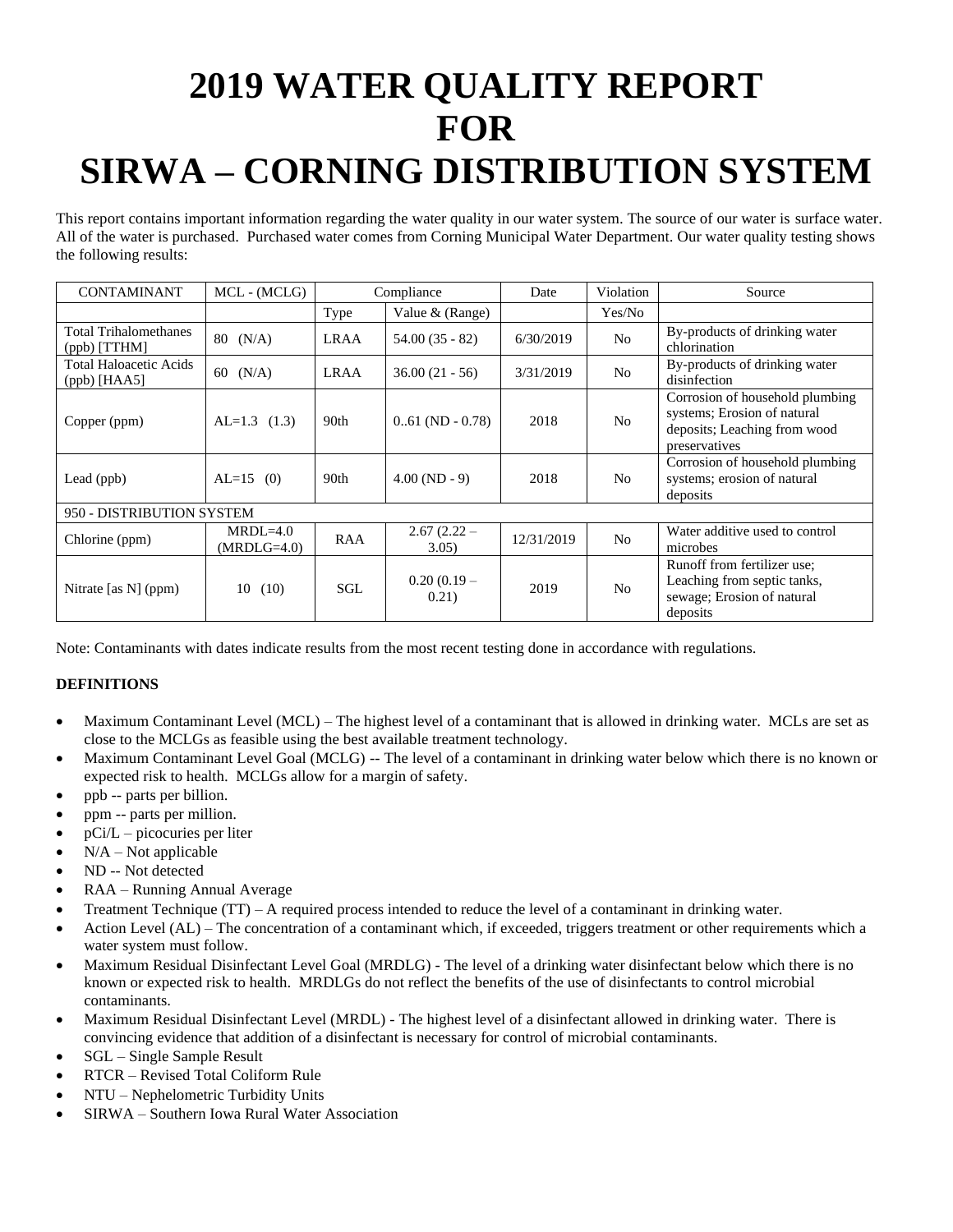# 2019 WATER QUALITY REPORT FOR SIRWA – CORNING DISTRIBUTION SYSTEM

This report contains important information regarding the water quality in our water system. The source of our water is surface water. All of the water is purchased. Purchased water comes from Corning Municipal Water Department. Our water quality testing shows the following results:

| CONTAMINANT | MCL - (MCLG) | Compliance | | Date | Violation | Source |
|---|---|---|---|---|---|---|
| | | Type | Value & (Range) | | Yes/No | |
| Total Trihalomethanes (ppb) [TTHM] | 80 (N/A) | LRAA | 54.00 (35 - 82) | 6/30/2019 | No | By-products of drinking water chlorination |
| Total Haloacetic Acids (ppb) [HAA5] | 60 (N/A) | LRAA | 36.00 (21 - 56) | 3/31/2019 | No | By-products of drinking water disinfection |
| Copper (ppm) | AL=1.3 (1.3) | 90th | 0..61 (ND - 0.78) | 2018 | No | Corrosion of household plumbing systems; Erosion of natural deposits; Leaching from wood preservatives |
| Lead (ppb) | AL=15 (0) | 90th | 4.00 (ND - 9) | 2018 | No | Corrosion of household plumbing systems; erosion of natural deposits |
| 950 - DISTRIBUTION SYSTEM | | | | | | |
| Chlorine (ppm) | MRDL=4.0 (MRDLG=4.0) | RAA | 2.67 (2.22 – 3.05) | 12/31/2019 | No | Water additive used to control microbes |
| Nitrate [as N] (ppm) | 10 (10) | SGL | 0.20 (0.19 – 0.21) | 2019 | No | Runoff from fertilizer use; Leaching from septic tanks, sewage; Erosion of natural deposits |

Note: Contaminants with dates indicate results from the most recent testing done in accordance with regulations.

**DEFINITIONS**

- Maximum Contaminant Level (MCL) – The highest level of a contaminant that is allowed in drinking water. MCLs are set as close to the MCLGs as feasible using the best available treatment technology.
- Maximum Contaminant Level Goal (MCLG) -- The level of a contaminant in drinking water below which there is no known or expected risk to health. MCLGs allow for a margin of safety.
- ppb -- parts per billion.
- ppm -- parts per million.
- pCi/L – picocuries per liter
- N/A – Not applicable
- ND -- Not detected
- RAA – Running Annual Average
- Treatment Technique (TT) – A required process intended to reduce the level of a contaminant in drinking water.
- Action Level (AL) – The concentration of a contaminant which, if exceeded, triggers treatment or other requirements which a water system must follow.
- Maximum Residual Disinfectant Level Goal (MRDLG) - The level of a drinking water disinfectant below which there is no known or expected risk to health. MRDLGs do not reflect the benefits of the use of disinfectants to control microbial contaminants.
- Maximum Residual Disinfectant Level (MRDL) - The highest level of a disinfectant allowed in drinking water. There is convincing evidence that addition of a disinfectant is necessary for control of microbial contaminants.
- SGL – Single Sample Result
- RTCR – Revised Total Coliform Rule
- NTU – Nephelometric Turbidity Units
- SIRWA – Southern Iowa Rural Water Association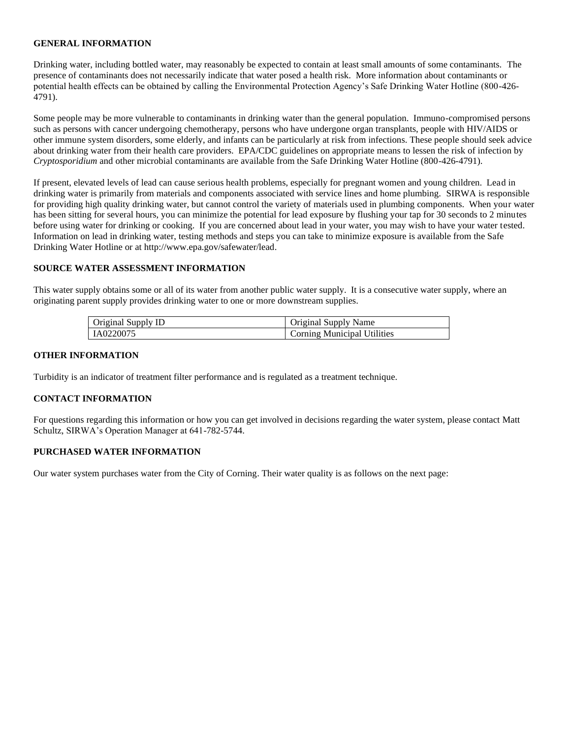## GENERAL INFORMATION

Drinking water, including bottled water, may reasonably be expected to contain at least small amounts of some contaminants. The presence of contaminants does not necessarily indicate that water posed a health risk. More information about contaminants or potential health effects can be obtained by calling the Environmental Protection Agency's Safe Drinking Water Hotline (800-426-4791).

Some people may be more vulnerable to contaminants in drinking water than the general population. Immuno-compromised persons such as persons with cancer undergoing chemotherapy, persons who have undergone organ transplants, people with HIV/AIDS or other immune system disorders, some elderly, and infants can be particularly at risk from infections. These people should seek advice about drinking water from their health care providers. EPA/CDC guidelines on appropriate means to lessen the risk of infection by *Cryptosporidium* and other microbial contaminants are available from the Safe Drinking Water Hotline (800-426-4791).

If present, elevated levels of lead can cause serious health problems, especially for pregnant women and young children. Lead in drinking water is primarily from materials and components associated with service lines and home plumbing. SIRWA is responsible for providing high quality drinking water, but cannot control the variety of materials used in plumbing components. When your water has been sitting for several hours, you can minimize the potential for lead exposure by flushing your tap for 30 seconds to 2 minutes before using water for drinking or cooking. If you are concerned about lead in your water, you may wish to have your water tested. Information on lead in drinking water, testing methods and steps you can take to minimize exposure is available from the Safe Drinking Water Hotline or at http://www.epa.gov/safewater/lead.

## SOURCE WATER ASSESSMENT INFORMATION

This water supply obtains some or all of its water from another public water supply. It is a consecutive water supply, where an originating parent supply provides drinking water to one or more downstream supplies.

| Original Supply ID | Original Supply Name |
|---|---|
| IA0220075 | Corning Municipal Utilities |

## OTHER INFORMATION

Turbidity is an indicator of treatment filter performance and is regulated as a treatment technique.

## CONTACT INFORMATION

For questions regarding this information or how you can get involved in decisions regarding the water system, please contact Matt Schultz, SIRWA's Operation Manager at 641-782-5744.

## PURCHASED WATER INFORMATION

Our water system purchases water from the City of Corning. Their water quality is as follows on the next page: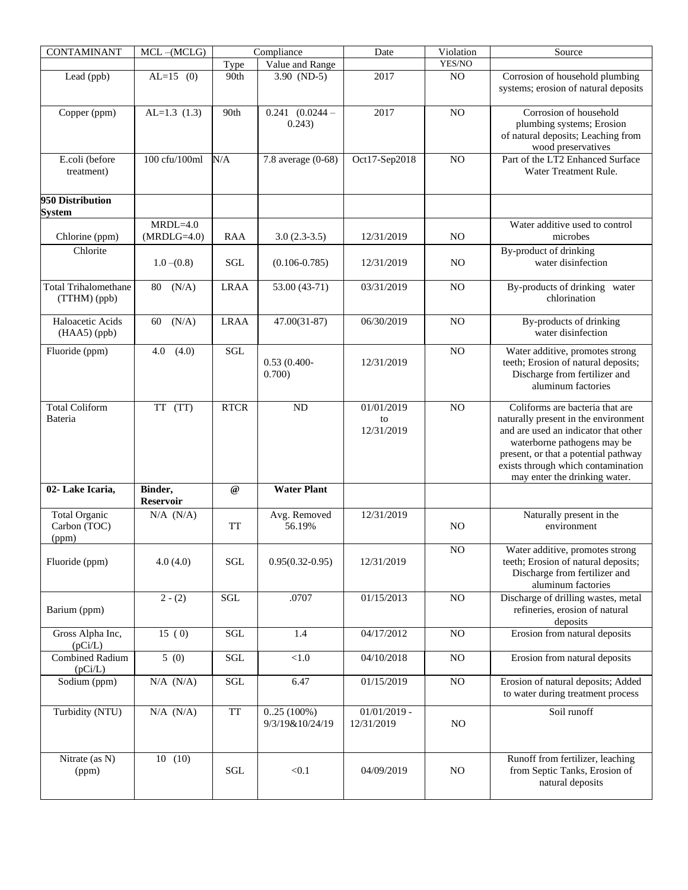| CONTAMINANT | MCL –(MCLG) | Compliance | | Date | Violation | Source |
|---|---|---|---|---|---|---|
| | | Type | Value and Range | | YES/NO | |
| Lead (ppb) | AL=15 (0) | 90th | 3.90 (ND-5) | 2017 | NO | Corrosion of household plumbing systems; erosion of natural deposits |
| Copper (ppm) | AL=1.3 (1.3) | 90th | 0.241 (0.0244 – 0.243) | 2017 | NO | Corrosion of household plumbing systems; Erosion of natural deposits; Leaching from wood preservatives |
| E.coli (before treatment) | 100 cfu/100ml | N/A | 7.8 average (0-68) | Oct17-Sep2018 | NO | Part of the LT2 Enhanced Surface Water Treatment Rule. |
| **950 Distribution System** | | | | | | |
| Chlorine (ppm) | MRDL=4.0 (MRDLG=4.0) | RAA | 3.0 (2.3-3.5) | 12/31/2019 | NO | Water additive used to control microbes |
| Chlorite | 1.0 –(0.8) | SGL | (0.106-0.785) | 12/31/2019 | NO | By-product of drinking water disinfection |
| Total Trihalomethane (TTHM) (ppb) | 80 (N/A) | LRAA | 53.00 (43-71) | 03/31/2019 | NO | By-products of drinking water chlorination |
| Haloacetic Acids (HAA5) (ppb) | 60 (N/A) | LRAA | 47.00(31-87) | 06/30/2019 | NO | By-products of drinking water disinfection |
| Fluoride (ppm) | 4.0 (4.0) | SGL | 0.53 (0.400-0.700) | 12/31/2019 | NO | Water additive, promotes strong teeth; Erosion of natural deposits; Discharge from fertilizer and aluminum factories |
| Total Coliform Bateria | TT (TT) | RTCR | ND | 01/01/2019 to 12/31/2019 | NO | Coliforms are bacteria that are naturally present in the environment and are used an indicator that other waterborne pathogens may be present, or that a potential pathway exists through which contamination may enter the drinking water. |
| **02- Lake Icaria,** | **Binder, Reservoir** | **@** | **Water Plant** | | | |
| Total Organic Carbon (TOC) (ppm) | N/A (N/A) | TT | Avg. Removed 56.19% | 12/31/2019 | NO | Naturally present in the environment |
| Fluoride (ppm) | 4.0 (4.0) | SGL | 0.95(0.32-0.95) | 12/31/2019 | NO | Water additive, promotes strong teeth; Erosion of natural deposits; Discharge from fertilizer and aluminum factories |
| Barium (ppm) | 2 - (2) | SGL | .0707 | 01/15/2013 | NO | Discharge of drilling wastes, metal refineries, erosion of natural deposits |
| Gross Alpha Inc, (pCi/L) | 15 ( 0) | SGL | 1.4 | 04/17/2012 | NO | Erosion from natural deposits |
| Combined Radium (pCi/L) | 5 (0) | SGL | <1.0 | 04/10/2018 | NO | Erosion from natural deposits |
| Sodium (ppm) | N/A (N/A) | SGL | 6.47 | 01/15/2019 | NO | Erosion of natural deposits; Added to water during treatment process |
| Turbidity (NTU) | N/A (N/A) | TT | 0..25 (100%) 9/3/19&10/24/19 | 01/01/2019 - 12/31/2019 | NO | Soil runoff |
| Nitrate (as N) (ppm) | 10 (10) | SGL | <0.1 | 04/09/2019 | NO | Runoff from fertilizer, leaching from Septic Tanks, Erosion of natural deposits |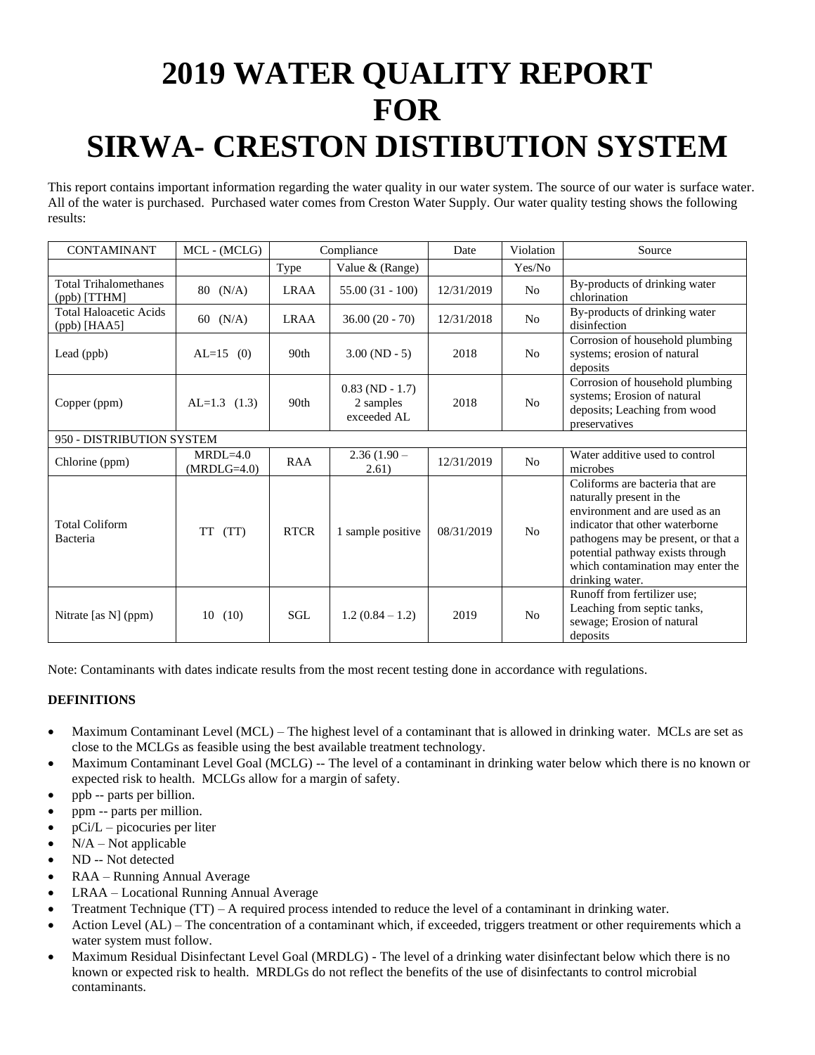# 2019 WATER QUALITY REPORT FOR SIRWA- CRESTON DISTIBUTION SYSTEM

This report contains important information regarding the water quality in our water system. The source of our water is surface water. All of the water is purchased. Purchased water comes from Creston Water Supply. Our water quality testing shows the following results:

| CONTAMINANT | MCL - (MCLG) | Compliance | | Date | Violation | Source |
|---|---|---|---|---|---|---|
| | | Type | Value & (Range) | | Yes/No | |
| Total Trihalomethanes (ppb) [TTHM] | 80 (N/A) | LRAA | 55.00 (31 - 100) | 12/31/2019 | No | By-products of drinking water chlorination |
| Total Haloacetic Acids (ppb) [HAA5] | 60 (N/A) | LRAA | 36.00 (20 - 70) | 12/31/2018 | No | By-products of drinking water disinfection |
| Lead (ppb) | AL=15 (0) | 90th | 3.00 (ND - 5) | 2018 | No | Corrosion of household plumbing systems; erosion of natural deposits |
| Copper (ppm) | AL=1.3 (1.3) | 90th | 0.83 (ND - 1.7) 2 samples exceeded AL | 2018 | No | Corrosion of household plumbing systems; Erosion of natural deposits; Leaching from wood preservatives |
| 950 - DISTRIBUTION SYSTEM | | | | | | |
| Chlorine (ppm) | MRDL=4.0 (MRDLG=4.0) | RAA | 2.36 (1.90 – 2.61) | 12/31/2019 | No | Water additive used to control microbes |
| Total Coliform Bacteria | TT (TT) | RTCR | 1 sample positive | 08/31/2019 | No | Coliforms are bacteria that are naturally present in the environment and are used as an indicator that other waterborne pathogens may be present, or that a potential pathway exists through which contamination may enter the drinking water. |
| Nitrate [as N] (ppm) | 10 (10) | SGL | 1.2 (0.84 – 1.2) | 2019 | No | Runoff from fertilizer use; Leaching from septic tanks, sewage; Erosion of natural deposits |

Note: Contaminants with dates indicate results from the most recent testing done in accordance with regulations.

**DEFINITIONS**

- Maximum Contaminant Level (MCL) – The highest level of a contaminant that is allowed in drinking water. MCLs are set as close to the MCLGs as feasible using the best available treatment technology.
- Maximum Contaminant Level Goal (MCLG) -- The level of a contaminant in drinking water below which there is no known or expected risk to health. MCLGs allow for a margin of safety.
- ppb -- parts per billion.
- ppm -- parts per million.
- pCi/L – picocuries per liter
- N/A – Not applicable
- ND -- Not detected
- RAA – Running Annual Average
- LRAA – Locational Running Annual Average
- Treatment Technique (TT) – A required process intended to reduce the level of a contaminant in drinking water.
- Action Level (AL) – The concentration of a contaminant which, if exceeded, triggers treatment or other requirements which a water system must follow.
- Maximum Residual Disinfectant Level Goal (MRDLG) - The level of a drinking water disinfectant below which there is no known or expected risk to health. MRDLGs do not reflect the benefits of the use of disinfectants to control microbial contaminants.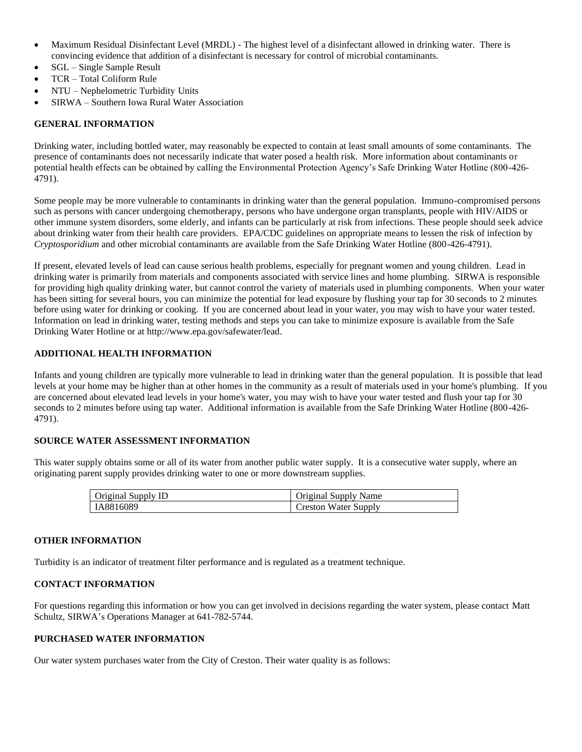- Maximum Residual Disinfectant Level (MRDL) - The highest level of a disinfectant allowed in drinking water. There is convincing evidence that addition of a disinfectant is necessary for control of microbial contaminants.
- SGL – Single Sample Result
- TCR – Total Coliform Rule
- NTU – Nephelometric Turbidity Units
- SIRWA – Southern Iowa Rural Water Association

**GENERAL INFORMATION**

Drinking water, including bottled water, may reasonably be expected to contain at least small amounts of some contaminants. The presence of contaminants does not necessarily indicate that water posed a health risk. More information about contaminants or potential health effects can be obtained by calling the Environmental Protection Agency's Safe Drinking Water Hotline (800-426-4791).

Some people may be more vulnerable to contaminants in drinking water than the general population. Immuno-compromised persons such as persons with cancer undergoing chemotherapy, persons who have undergone organ transplants, people with HIV/AIDS or other immune system disorders, some elderly, and infants can be particularly at risk from infections. These people should seek advice about drinking water from their health care providers. EPA/CDC guidelines on appropriate means to lessen the risk of infection by *Cryptosporidium* and other microbial contaminants are available from the Safe Drinking Water Hotline (800-426-4791).

If present, elevated levels of lead can cause serious health problems, especially for pregnant women and young children. Lead in drinking water is primarily from materials and components associated with service lines and home plumbing. SIRWA is responsible for providing high quality drinking water, but cannot control the variety of materials used in plumbing components. When your water has been sitting for several hours, you can minimize the potential for lead exposure by flushing your tap for 30 seconds to 2 minutes before using water for drinking or cooking. If you are concerned about lead in your water, you may wish to have your water tested. Information on lead in drinking water, testing methods and steps you can take to minimize exposure is available from the Safe Drinking Water Hotline or at http://www.epa.gov/safewater/lead.

**ADDITIONAL HEALTH INFORMATION**

Infants and young children are typically more vulnerable to lead in drinking water than the general population. It is possible that lead levels at your home may be higher than at other homes in the community as a result of materials used in your home's plumbing. If you are concerned about elevated lead levels in your home's water, you may wish to have your water tested and flush your tap for 30 seconds to 2 minutes before using tap water. Additional information is available from the Safe Drinking Water Hotline (800-426-4791).

**SOURCE WATER ASSESSMENT INFORMATION**

This water supply obtains some or all of its water from another public water supply. It is a consecutive water supply, where an originating parent supply provides drinking water to one or more downstream supplies.

| Original Supply ID | Original Supply Name |
|---|---|
| IA8816089 | Creston Water Supply |

**OTHER INFORMATION**

Turbidity is an indicator of treatment filter performance and is regulated as a treatment technique.

**CONTACT INFORMATION**

For questions regarding this information or how you can get involved in decisions regarding the water system, please contact Matt Schultz, SIRWA's Operations Manager at 641-782-5744.

**PURCHASED WATER INFORMATION**

Our water system purchases water from the City of Creston. Their water quality is as follows: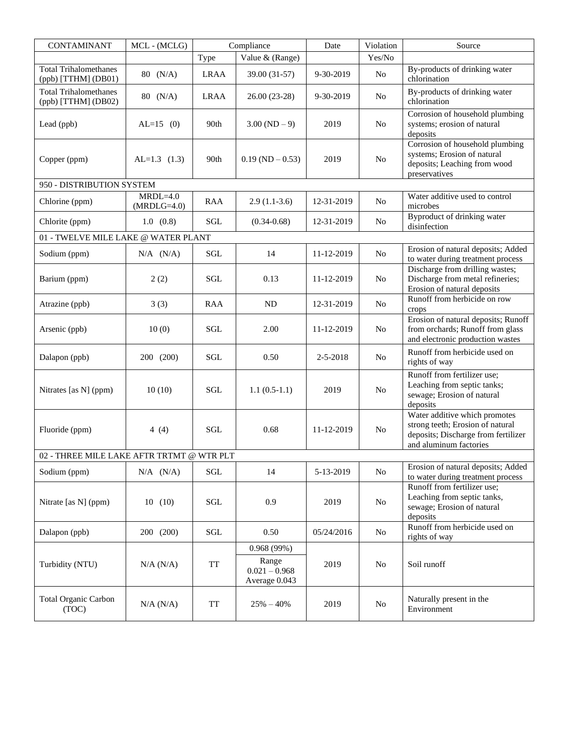| CONTAMINANT | MCL - (MCLG) | Compliance | | Date | Violation | Source |
|---|---|---|---|---|---|---|
| | | Type | Value & (Range) | | Yes/No | |
| Total Trihalomethanes (ppb) [TTHM] (DB01) | 80 (N/A) | LRAA | 39.00 (31-57) | 9-30-2019 | No | By-products of drinking water chlorination |
| Total Trihalomethanes (ppb) [TTHM] (DB02) | 80 (N/A) | LRAA | 26.00 (23-28) | 9-30-2019 | No | By-products of drinking water chlorination |
| Lead (ppb) | AL=15 (0) | 90th | 3.00 (ND – 9) | 2019 | No | Corrosion of household plumbing systems; erosion of natural deposits |
| Copper (ppm) | AL=1.3 (1.3) | 90th | 0.19 (ND – 0.53) | 2019 | No | Corrosion of household plumbing systems; Erosion of natural deposits; Leaching from wood preservatives |
| 950 - DISTRIBUTION SYSTEM | | | | | | |
| Chlorine (ppm) | MRDL=4.0 (MRDLG=4.0) | RAA | 2.9 (1.1-3.6) | 12-31-2019 | No | Water additive used to control microbes |
| Chlorite (ppm) | 1.0 (0.8) | SGL | (0.34-0.68) | 12-31-2019 | No | Byproduct of drinking water disinfection |
| 01 - TWELVE MILE LAKE @ WATER PLANT | | | | | | |
| Sodium (ppm) | N/A (N/A) | SGL | 14 | 11-12-2019 | No | Erosion of natural deposits; Added to water during treatment process |
| Barium (ppm) | 2 (2) | SGL | 0.13 | 11-12-2019 | No | Discharge from drilling wastes; Discharge from metal refineries; Erosion of natural deposits |
| Atrazine (ppb) | 3 (3) | RAA | ND | 12-31-2019 | No | Runoff from herbicide on row crops |
| Arsenic (ppb) | 10 (0) | SGL | 2.00 | 11-12-2019 | No | Erosion of natural deposits; Runoff from orchards; Runoff from glass and electronic production wastes |
| Dalapon (ppb) | 200 (200) | SGL | 0.50 | 2-5-2018 | No | Runoff from herbicide used on rights of way |
| Nitrates [as N] (ppm) | 10 (10) | SGL | 1.1 (0.5-1.1) | 2019 | No | Runoff from fertilizer use; Leaching from septic tanks; sewage; Erosion of natural deposits |
| Fluoride (ppm) | 4 (4) | SGL | 0.68 | 11-12-2019 | No | Water additive which promotes strong teeth; Erosion of natural deposits; Discharge from fertilizer and aluminum factories |
| 02 - THREE MILE LAKE AFTR TRTMT @ WTR PLT | | | | | | |
| Sodium (ppm) | N/A (N/A) | SGL | 14 | 5-13-2019 | No | Erosion of natural deposits; Added to water during treatment process |
| Nitrate [as N] (ppm) | 10 (10) | SGL | 0.9 | 2019 | No | Runoff from fertilizer use; Leaching from septic tanks, sewage; Erosion of natural deposits |
| Dalapon (ppb) | 200 (200) | SGL | 0.50 | 05/24/2016 | No | Runoff from herbicide used on rights of way |
| Turbidity (NTU) | N/A (N/A) | TT | 0.968 (99%)<br>Range 0.021 – 0.968<br>Average 0.043 | 2019 | No | Soil runoff |
| Total Organic Carbon (TOC) | N/A (N/A) | TT | 25% – 40% | 2019 | No | Naturally present in the Environment |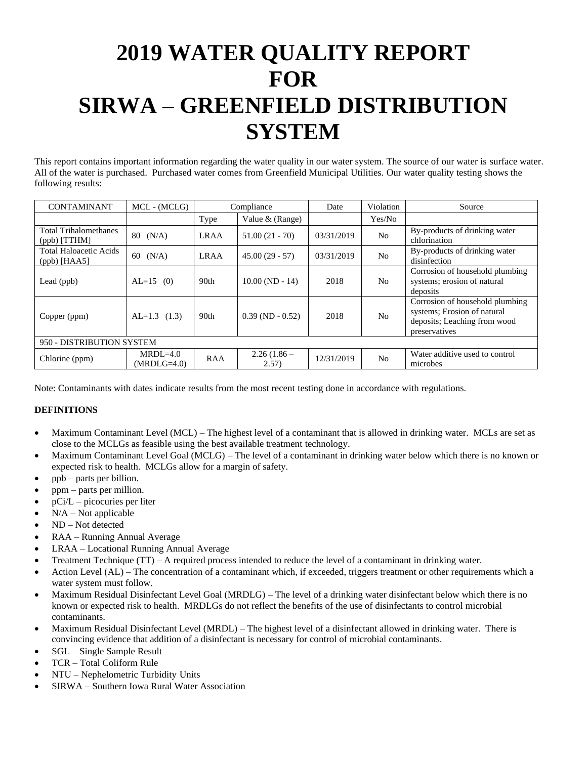# 2019 WATER QUALITY REPORT FOR SIRWA – GREENFIELD DISTRIBUTION SYSTEM

This report contains important information regarding the water quality in our water system. The source of our water is surface water. All of the water is purchased. Purchased water comes from Greenfield Municipal Utilities. Our water quality testing shows the following results:

| CONTAMINANT | MCL - (MCLG) | Compliance | | Date | Violation | Source |
|---|---|---|---|---|---|---|
| | | Type | Value & (Range) | | Yes/No | |
| Total Trihalomethanes (ppb) [TTHM] | 80 (N/A) | LRAA | 51.00 (21 - 70) | 03/31/2019 | No | By-products of drinking water chlorination |
| Total Haloacetic Acids (ppb) [HAA5] | 60 (N/A) | LRAA | 45.00 (29 - 57) | 03/31/2019 | No | By-products of drinking water disinfection |
| Lead (ppb) | AL=15 (0) | 90th | 10.00 (ND - 14) | 2018 | No | Corrosion of household plumbing systems; erosion of natural deposits |
| Copper (ppm) | AL=1.3 (1.3) | 90th | 0.39 (ND - 0.52) | 2018 | No | Corrosion of household plumbing systems; Erosion of natural deposits; Leaching from wood preservatives |
| 950 - DISTRIBUTION SYSTEM | | | | | | |
| Chlorine (ppm) | MRDL=4.0 (MRDLG=4.0) | RAA | 2.26 (1.86 – 2.57) | 12/31/2019 | No | Water additive used to control microbes |

Note: Contaminants with dates indicate results from the most recent testing done in accordance with regulations.

**DEFINITIONS**

- Maximum Contaminant Level (MCL) – The highest level of a contaminant that is allowed in drinking water. MCLs are set as close to the MCLGs as feasible using the best available treatment technology.
- Maximum Contaminant Level Goal (MCLG) – The level of a contaminant in drinking water below which there is no known or expected risk to health. MCLGs allow for a margin of safety.
- ppb – parts per billion.
- ppm – parts per million.
- pCi/L – picocuries per liter
- N/A – Not applicable
- ND – Not detected
- RAA – Running Annual Average
- LRAA – Locational Running Annual Average
- Treatment Technique (TT) – A required process intended to reduce the level of a contaminant in drinking water.
- Action Level (AL) – The concentration of a contaminant which, if exceeded, triggers treatment or other requirements which a water system must follow.
- Maximum Residual Disinfectant Level Goal (MRDLG) – The level of a drinking water disinfectant below which there is no known or expected risk to health. MRDLGs do not reflect the benefits of the use of disinfectants to control microbial contaminants.
- Maximum Residual Disinfectant Level (MRDL) – The highest level of a disinfectant allowed in drinking water. There is convincing evidence that addition of a disinfectant is necessary for control of microbial contaminants.
- SGL – Single Sample Result
- TCR – Total Coliform Rule
- NTU – Nephelometric Turbidity Units
- SIRWA – Southern Iowa Rural Water Association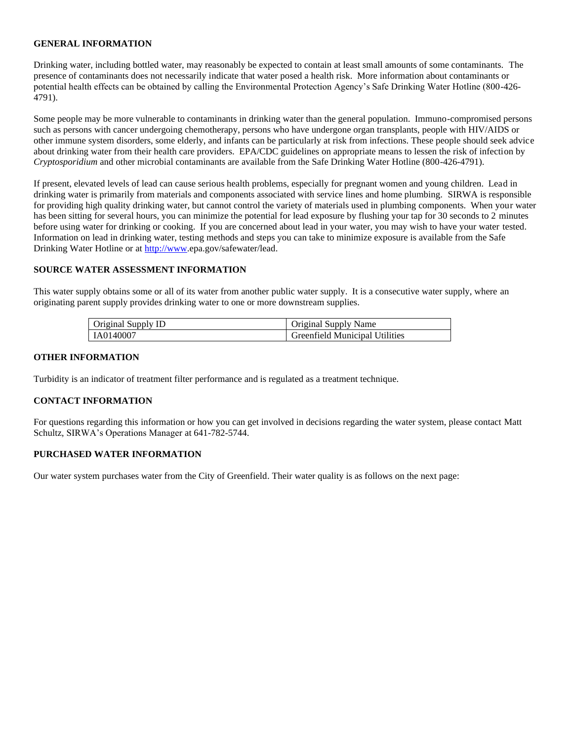## GENERAL INFORMATION

Drinking water, including bottled water, may reasonably be expected to contain at least small amounts of some contaminants. The presence of contaminants does not necessarily indicate that water posed a health risk. More information about contaminants or potential health effects can be obtained by calling the Environmental Protection Agency's Safe Drinking Water Hotline (800-426-4791).

Some people may be more vulnerable to contaminants in drinking water than the general population. Immuno-compromised persons such as persons with cancer undergoing chemotherapy, persons who have undergone organ transplants, people with HIV/AIDS or other immune system disorders, some elderly, and infants can be particularly at risk from infections. These people should seek advice about drinking water from their health care providers. EPA/CDC guidelines on appropriate means to lessen the risk of infection by *Cryptosporidium* and other microbial contaminants are available from the Safe Drinking Water Hotline (800-426-4791).

If present, elevated levels of lead can cause serious health problems, especially for pregnant women and young children. Lead in drinking water is primarily from materials and components associated with service lines and home plumbing. SIRWA is responsible for providing high quality drinking water, but cannot control the variety of materials used in plumbing components. When your water has been sitting for several hours, you can minimize the potential for lead exposure by flushing your tap for 30 seconds to 2 minutes before using water for drinking or cooking. If you are concerned about lead in your water, you may wish to have your water tested. Information on lead in drinking water, testing methods and steps you can take to minimize exposure is available from the Safe Drinking Water Hotline or at http://www.epa.gov/safewater/lead.

## SOURCE WATER ASSESSMENT INFORMATION

This water supply obtains some or all of its water from another public water supply. It is a consecutive water supply, where an originating parent supply provides drinking water to one or more downstream supplies.

| Original Supply ID | Original Supply Name |
|---|---|
| IA0140007 | Greenfield Municipal Utilities |

## OTHER INFORMATION

Turbidity is an indicator of treatment filter performance and is regulated as a treatment technique.

## CONTACT INFORMATION

For questions regarding this information or how you can get involved in decisions regarding the water system, please contact Matt Schultz, SIRWA's Operations Manager at 641-782-5744.

## PURCHASED WATER INFORMATION

Our water system purchases water from the City of Greenfield. Their water quality is as follows on the next page: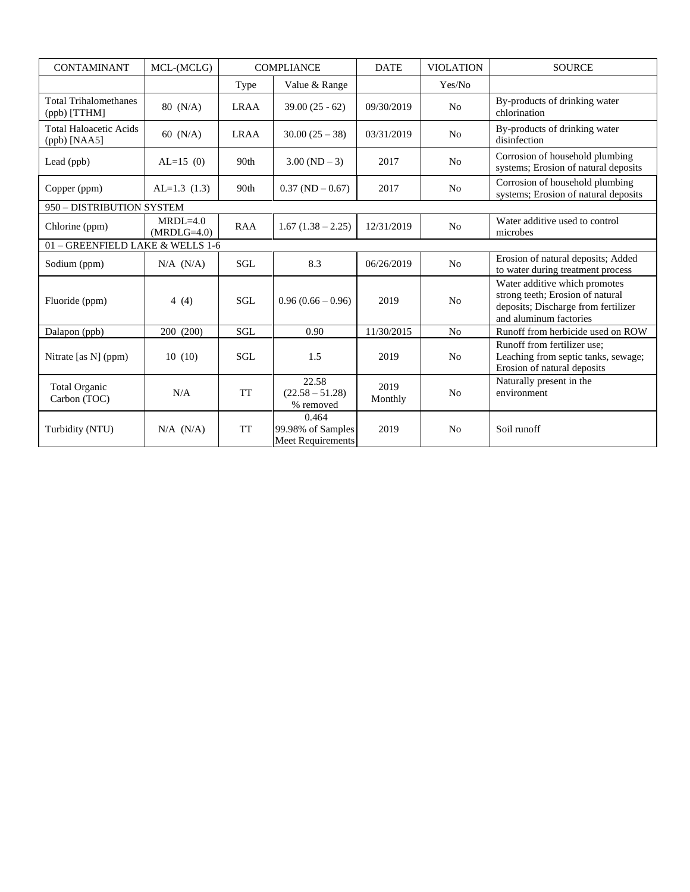| CONTAMINANT | MCL-(MCLG) | COMPLIANCE | | DATE | VIOLATION | SOURCE |
|---|---|---|---|---|---|---|
| | | Type | Value & Range | | Yes/No | |
| Total Trihalomethanes (ppb) [TTHM] | 80 (N/A) | LRAA | 39.00 (25 - 62) | 09/30/2019 | No | By-products of drinking water chlorination |
| Total Haloacetic Acids (ppb) [NAA5] | 60 (N/A) | LRAA | 30.00 (25 – 38) | 03/31/2019 | No | By-products of drinking water disinfection |
| Lead (ppb) | AL=15 (0) | 90th | 3.00 (ND – 3) | 2017 | No | Corrosion of household plumbing systems; Erosion of natural deposits |
| Copper (ppm) | AL=1.3 (1.3) | 90th | 0.37 (ND – 0.67) | 2017 | No | Corrosion of household plumbing systems; Erosion of natural deposits |
| 950 – DISTRIBUTION SYSTEM | | | | | | |
| Chlorine (ppm) | MRDL=4.0 (MRDLG=4.0) | RAA | 1.67 (1.38 – 2.25) | 12/31/2019 | No | Water additive used to control microbes |
| 01 – GREENFIELD LAKE & WELLS 1-6 | | | | | | |
| Sodium (ppm) | N/A (N/A) | SGL | 8.3 | 06/26/2019 | No | Erosion of natural deposits; Added to water during treatment process |
| Fluoride (ppm) | 4 (4) | SGL | 0.96 (0.66 – 0.96) | 2019 | No | Water additive which promotes strong teeth; Erosion of natural deposits; Discharge from fertilizer and aluminum factories |
| Dalapon (ppb) | 200 (200) | SGL | 0.90 | 11/30/2015 | No | Runoff from herbicide used on ROW |
| Nitrate [as N] (ppm) | 10 (10) | SGL | 1.5 | 2019 | No | Runoff from fertilizer use; Leaching from septic tanks, sewage; Erosion of natural deposits |
| Total Organic Carbon (TOC) | N/A | TT | 22.58 (22.58 – 51.28) % removed | 2019 Monthly | No | Naturally present in the environment |
| Turbidity (NTU) | N/A (N/A) | TT | 0.464 99.98% of Samples Meet Requirements | 2019 | No | Soil runoff |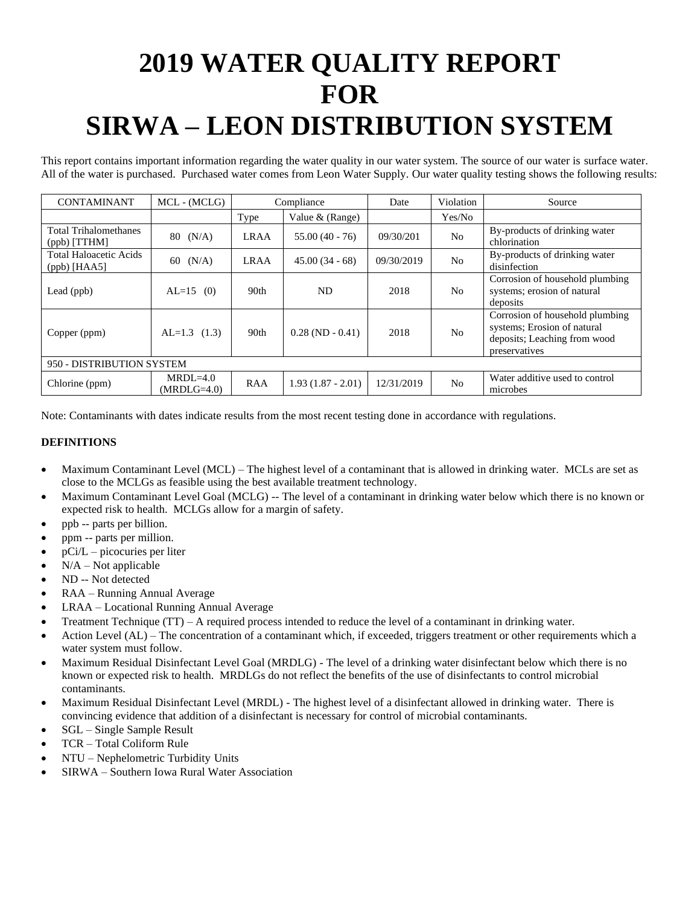# 2019 WATER QUALITY REPORT FOR SIRWA – LEON DISTRIBUTION SYSTEM

This report contains important information regarding the water quality in our water system. The source of our water is surface water. All of the water is purchased. Purchased water comes from Leon Water Supply. Our water quality testing shows the following results:

| CONTAMINANT | MCL - (MCLG) | Compliance | | Date | Violation | Source |
|---|---|---|---|---|---|---|
| | | Type | Value & (Range) | | Yes/No | |
| Total Trihalomethanes (ppb) [TTHM] | 80 (N/A) | LRAA | 55.00 (40 - 76) | 09/30/201 | No | By-products of drinking water chlorination |
| Total Haloacetic Acids (ppb) [HAA5] | 60 (N/A) | LRAA | 45.00 (34 - 68) | 09/30/2019 | No | By-products of drinking water disinfection |
| Lead (ppb) | AL=15 (0) | 90th | ND | 2018 | No | Corrosion of household plumbing systems; erosion of natural deposits |
| Copper (ppm) | AL=1.3 (1.3) | 90th | 0.28 (ND - 0.41) | 2018 | No | Corrosion of household plumbing systems; Erosion of natural deposits; Leaching from wood preservatives |
| 950 - DISTRIBUTION SYSTEM | | | | | | |
| Chlorine (ppm) | MRDL=4.0 (MRDLG=4.0) | RAA | 1.93 (1.87 - 2.01) | 12/31/2019 | No | Water additive used to control microbes |

Note: Contaminants with dates indicate results from the most recent testing done in accordance with regulations.

**DEFINITIONS**

- Maximum Contaminant Level (MCL) – The highest level of a contaminant that is allowed in drinking water. MCLs are set as close to the MCLGs as feasible using the best available treatment technology.
- Maximum Contaminant Level Goal (MCLG) -- The level of a contaminant in drinking water below which there is no known or expected risk to health. MCLGs allow for a margin of safety.
- ppb -- parts per billion.
- ppm -- parts per million.
- pCi/L – picocuries per liter
- N/A – Not applicable
- ND -- Not detected
- RAA – Running Annual Average
- LRAA – Locational Running Annual Average
- Treatment Technique (TT) – A required process intended to reduce the level of a contaminant in drinking water.
- Action Level (AL) – The concentration of a contaminant which, if exceeded, triggers treatment or other requirements which a water system must follow.
- Maximum Residual Disinfectant Level Goal (MRDLG) - The level of a drinking water disinfectant below which there is no known or expected risk to health. MRDLGs do not reflect the benefits of the use of disinfectants to control microbial contaminants.
- Maximum Residual Disinfectant Level (MRDL) - The highest level of a disinfectant allowed in drinking water. There is convincing evidence that addition of a disinfectant is necessary for control of microbial contaminants.
- SGL – Single Sample Result
- TCR – Total Coliform Rule
- NTU – Nephelometric Turbidity Units
- SIRWA – Southern Iowa Rural Water Association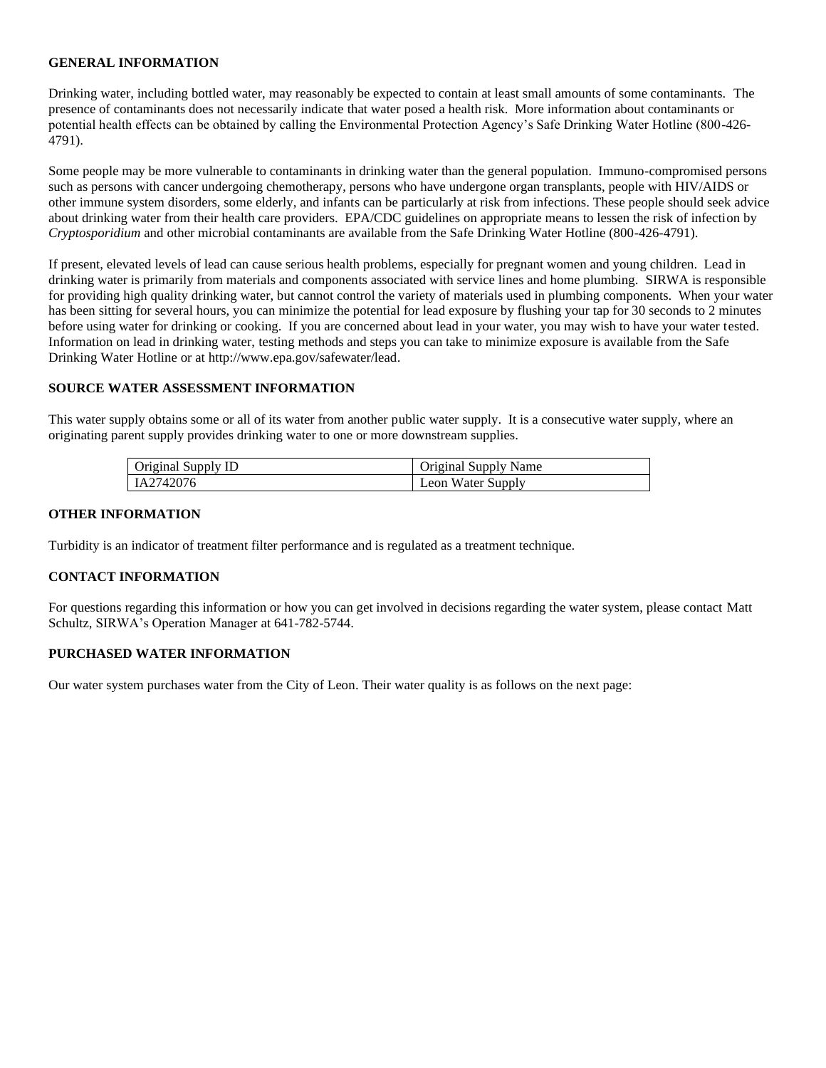**GENERAL INFORMATION**

Drinking water, including bottled water, may reasonably be expected to contain at least small amounts of some contaminants. The presence of contaminants does not necessarily indicate that water posed a health risk. More information about contaminants or potential health effects can be obtained by calling the Environmental Protection Agency's Safe Drinking Water Hotline (800-426-4791).

Some people may be more vulnerable to contaminants in drinking water than the general population. Immuno-compromised persons such as persons with cancer undergoing chemotherapy, persons who have undergone organ transplants, people with HIV/AIDS or other immune system disorders, some elderly, and infants can be particularly at risk from infections. These people should seek advice about drinking water from their health care providers. EPA/CDC guidelines on appropriate means to lessen the risk of infection by *Cryptosporidium* and other microbial contaminants are available from the Safe Drinking Water Hotline (800-426-4791).

If present, elevated levels of lead can cause serious health problems, especially for pregnant women and young children. Lead in drinking water is primarily from materials and components associated with service lines and home plumbing. SIRWA is responsible for providing high quality drinking water, but cannot control the variety of materials used in plumbing components. When your water has been sitting for several hours, you can minimize the potential for lead exposure by flushing your tap for 30 seconds to 2 minutes before using water for drinking or cooking. If you are concerned about lead in your water, you may wish to have your water tested. Information on lead in drinking water, testing methods and steps you can take to minimize exposure is available from the Safe Drinking Water Hotline or at http://www.epa.gov/safewater/lead.

**SOURCE WATER ASSESSMENT INFORMATION**

This water supply obtains some or all of its water from another public water supply. It is a consecutive water supply, where an originating parent supply provides drinking water to one or more downstream supplies.

| Original Supply ID | Original Supply Name |
|---|---|
| IA2742076 | Leon Water Supply |

**OTHER INFORMATION**

Turbidity is an indicator of treatment filter performance and is regulated as a treatment technique.

**CONTACT INFORMATION**

For questions regarding this information or how you can get involved in decisions regarding the water system, please contact Matt Schultz, SIRWA's Operation Manager at 641-782-5744.

**PURCHASED WATER INFORMATION**

Our water system purchases water from the City of Leon. Their water quality is as follows on the next page: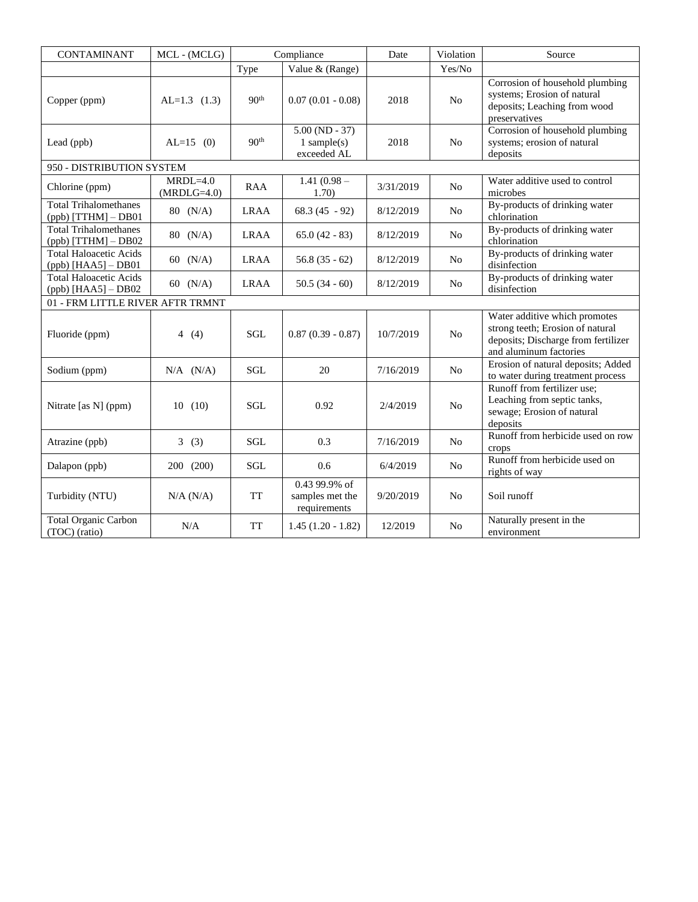| CONTAMINANT | MCL - (MCLG) | Compliance | | Date | Violation | Source |
|---|---|---|---|---|---|---|
| | | Type | Value & (Range) | | Yes/No | |
| Copper (ppm) | AL=1.3 (1.3) | 90th | 0.07 (0.01 - 0.08) | 2018 | No | Corrosion of household plumbing systems; Erosion of natural deposits; Leaching from wood preservatives |
| Lead (ppb) | AL=15 (0) | 90th | 5.00 (ND - 37) 1 sample(s) exceeded AL | 2018 | No | Corrosion of household plumbing systems; erosion of natural deposits |
| 950 - DISTRIBUTION SYSTEM | | | | | | |
| Chlorine (ppm) | MRDL=4.0 (MRDLG=4.0) | RAA | 1.41 (0.98 – 1.70) | 3/31/2019 | No | Water additive used to control microbes |
| Total Trihalomethanes (ppb) [TTHM] – DB01 | 80 (N/A) | LRAA | 68.3 (45 - 92) | 8/12/2019 | No | By-products of drinking water chlorination |
| Total Trihalomethanes (ppb) [TTHM] – DB02 | 80 (N/A) | LRAA | 65.0 (42 - 83) | 8/12/2019 | No | By-products of drinking water chlorination |
| Total Haloacetic Acids (ppb) [HAA5] – DB01 | 60 (N/A) | LRAA | 56.8 (35 - 62) | 8/12/2019 | No | By-products of drinking water disinfection |
| Total Haloacetic Acids (ppb) [HAA5] – DB02 | 60 (N/A) | LRAA | 50.5 (34 - 60) | 8/12/2019 | No | By-products of drinking water disinfection |
| 01 - FRM LITTLE RIVER AFTR TRMNT | | | | | | |
| Fluoride (ppm) | 4 (4) | SGL | 0.87 (0.39 - 0.87) | 10/7/2019 | No | Water additive which promotes strong teeth; Erosion of natural deposits; Discharge from fertilizer and aluminum factories |
| Sodium (ppm) | N/A (N/A) | SGL | 20 | 7/16/2019 | No | Erosion of natural deposits; Added to water during treatment process |
| Nitrate [as N] (ppm) | 10 (10) | SGL | 0.92 | 2/4/2019 | No | Runoff from fertilizer use; Leaching from septic tanks, sewage; Erosion of natural deposits |
| Atrazine (ppb) | 3 (3) | SGL | 0.3 | 7/16/2019 | No | Runoff from herbicide used on row crops |
| Dalapon (ppb) | 200 (200) | SGL | 0.6 | 6/4/2019 | No | Runoff from herbicide used on rights of way |
| Turbidity (NTU) | N/A (N/A) | TT | 0.43 99.9% of samples met the requirements | 9/20/2019 | No | Soil runoff |
| Total Organic Carbon (TOC) (ratio) | N/A | TT | 1.45 (1.20 - 1.82) | 12/2019 | No | Naturally present in the environment |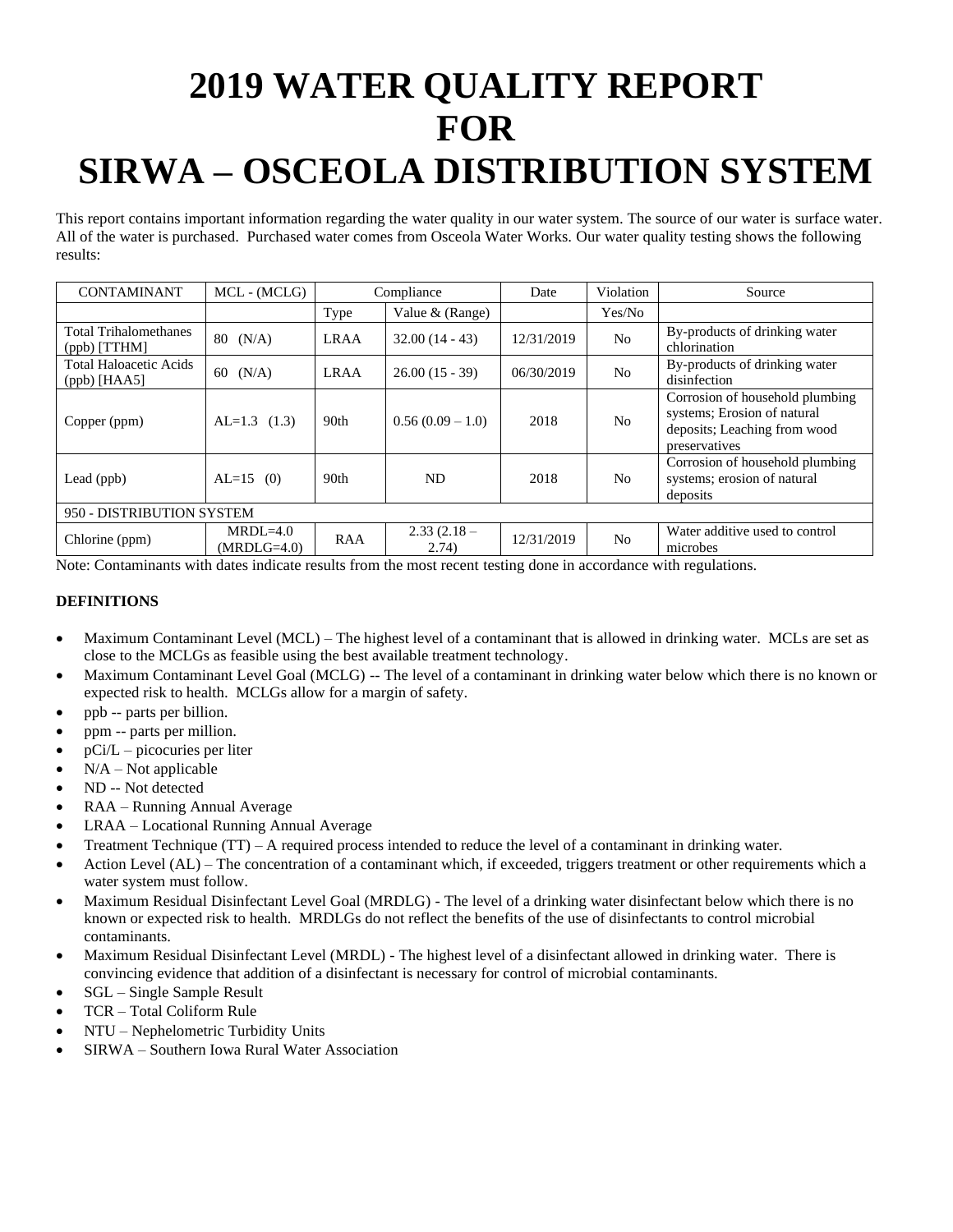# 2019 WATER QUALITY REPORT FOR SIRWA – OSCEOLA DISTRIBUTION SYSTEM

This report contains important information regarding the water quality in our water system. The source of our water is surface water. All of the water is purchased. Purchased water comes from Osceola Water Works. Our water quality testing shows the following results:

| CONTAMINANT | MCL - (MCLG) | Compliance | | Date | Violation | Source |
|---|---|---|---|---|---|---|
| | | Type | Value & (Range) | | Yes/No | |
| Total Trihalomethanes (ppb) [TTHM] | 80 (N/A) | LRAA | 32.00 (14 - 43) | 12/31/2019 | No | By-products of drinking water chlorination |
| Total Haloacetic Acids (ppb) [HAA5] | 60 (N/A) | LRAA | 26.00 (15 - 39) | 06/30/2019 | No | By-products of drinking water disinfection |
| Copper (ppm) | AL=1.3 (1.3) | 90th | 0.56 (0.09 – 1.0) | 2018 | No | Corrosion of household plumbing systems; Erosion of natural deposits; Leaching from wood preservatives |
| Lead (ppb) | AL=15 (0) | 90th | ND | 2018 | No | Corrosion of household plumbing systems; erosion of natural deposits |
| 950 - DISTRIBUTION SYSTEM | | | | | | |
| Chlorine (ppm) | MRDL=4.0 (MRDLG=4.0) | RAA | 2.33 (2.18 – 2.74) | 12/31/2019 | No | Water additive used to control microbes |

Note: Contaminants with dates indicate results from the most recent testing done in accordance with regulations.

**DEFINITIONS**

- Maximum Contaminant Level (MCL) – The highest level of a contaminant that is allowed in drinking water. MCLs are set as close to the MCLGs as feasible using the best available treatment technology.
- Maximum Contaminant Level Goal (MCLG) -- The level of a contaminant in drinking water below which there is no known or expected risk to health. MCLGs allow for a margin of safety.
- ppb -- parts per billion.
- ppm -- parts per million.
- pCi/L – picocuries per liter
- N/A – Not applicable
- ND -- Not detected
- RAA – Running Annual Average
- LRAA – Locational Running Annual Average
- Treatment Technique (TT) – A required process intended to reduce the level of a contaminant in drinking water.
- Action Level (AL) – The concentration of a contaminant which, if exceeded, triggers treatment or other requirements which a water system must follow.
- Maximum Residual Disinfectant Level Goal (MRDLG) - The level of a drinking water disinfectant below which there is no known or expected risk to health. MRDLGs do not reflect the benefits of the use of disinfectants to control microbial contaminants.
- Maximum Residual Disinfectant Level (MRDL) - The highest level of a disinfectant allowed in drinking water. There is convincing evidence that addition of a disinfectant is necessary for control of microbial contaminants.
- SGL – Single Sample Result
- TCR – Total Coliform Rule
- NTU – Nephelometric Turbidity Units
- SIRWA – Southern Iowa Rural Water Association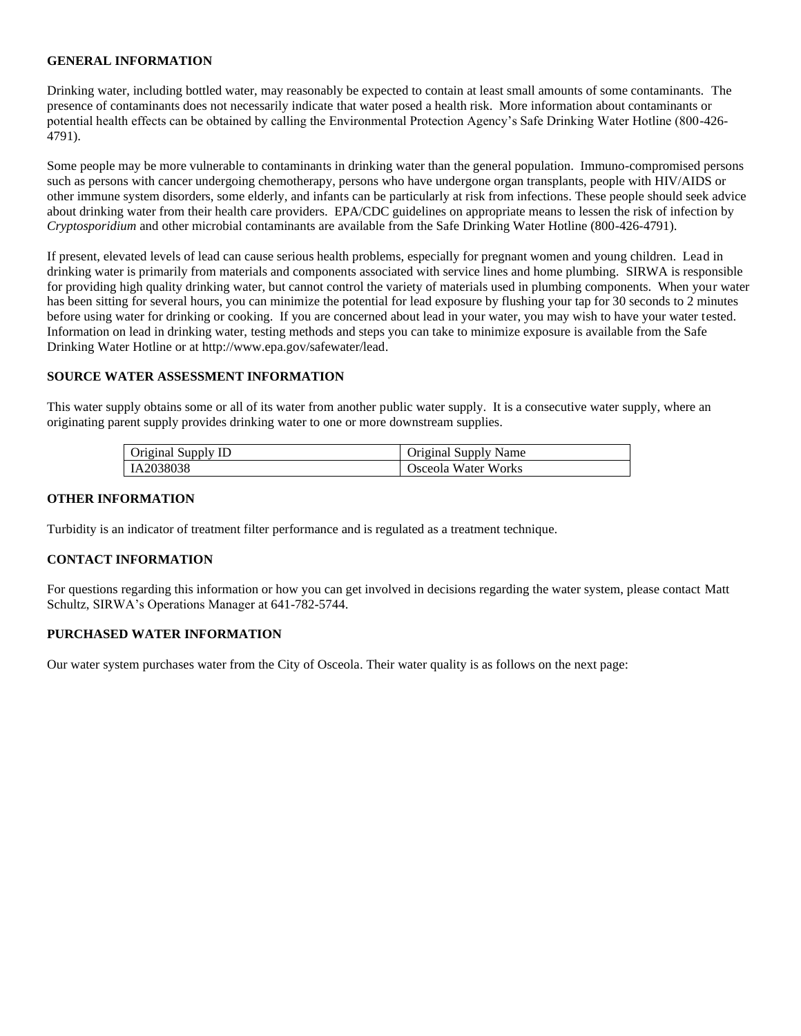**GENERAL INFORMATION**

Drinking water, including bottled water, may reasonably be expected to contain at least small amounts of some contaminants. The presence of contaminants does not necessarily indicate that water posed a health risk. More information about contaminants or potential health effects can be obtained by calling the Environmental Protection Agency's Safe Drinking Water Hotline (800-426-4791).

Some people may be more vulnerable to contaminants in drinking water than the general population. Immuno-compromised persons such as persons with cancer undergoing chemotherapy, persons who have undergone organ transplants, people with HIV/AIDS or other immune system disorders, some elderly, and infants can be particularly at risk from infections. These people should seek advice about drinking water from their health care providers. EPA/CDC guidelines on appropriate means to lessen the risk of infection by *Cryptosporidium* and other microbial contaminants are available from the Safe Drinking Water Hotline (800-426-4791).

If present, elevated levels of lead can cause serious health problems, especially for pregnant women and young children. Lead in drinking water is primarily from materials and components associated with service lines and home plumbing. SIRWA is responsible for providing high quality drinking water, but cannot control the variety of materials used in plumbing components. When your water has been sitting for several hours, you can minimize the potential for lead exposure by flushing your tap for 30 seconds to 2 minutes before using water for drinking or cooking. If you are concerned about lead in your water, you may wish to have your water tested. Information on lead in drinking water, testing methods and steps you can take to minimize exposure is available from the Safe Drinking Water Hotline or at http://www.epa.gov/safewater/lead.

**SOURCE WATER ASSESSMENT INFORMATION**

This water supply obtains some or all of its water from another public water supply. It is a consecutive water supply, where an originating parent supply provides drinking water to one or more downstream supplies.

| Original Supply ID | Original Supply Name |
| --- | --- |
| IA2038038 | Osceola Water Works |

**OTHER INFORMATION**

Turbidity is an indicator of treatment filter performance and is regulated as a treatment technique.

**CONTACT INFORMATION**

For questions regarding this information or how you can get involved in decisions regarding the water system, please contact Matt Schultz, SIRWA's Operations Manager at 641-782-5744.

**PURCHASED WATER INFORMATION**

Our water system purchases water from the City of Osceola. Their water quality is as follows on the next page: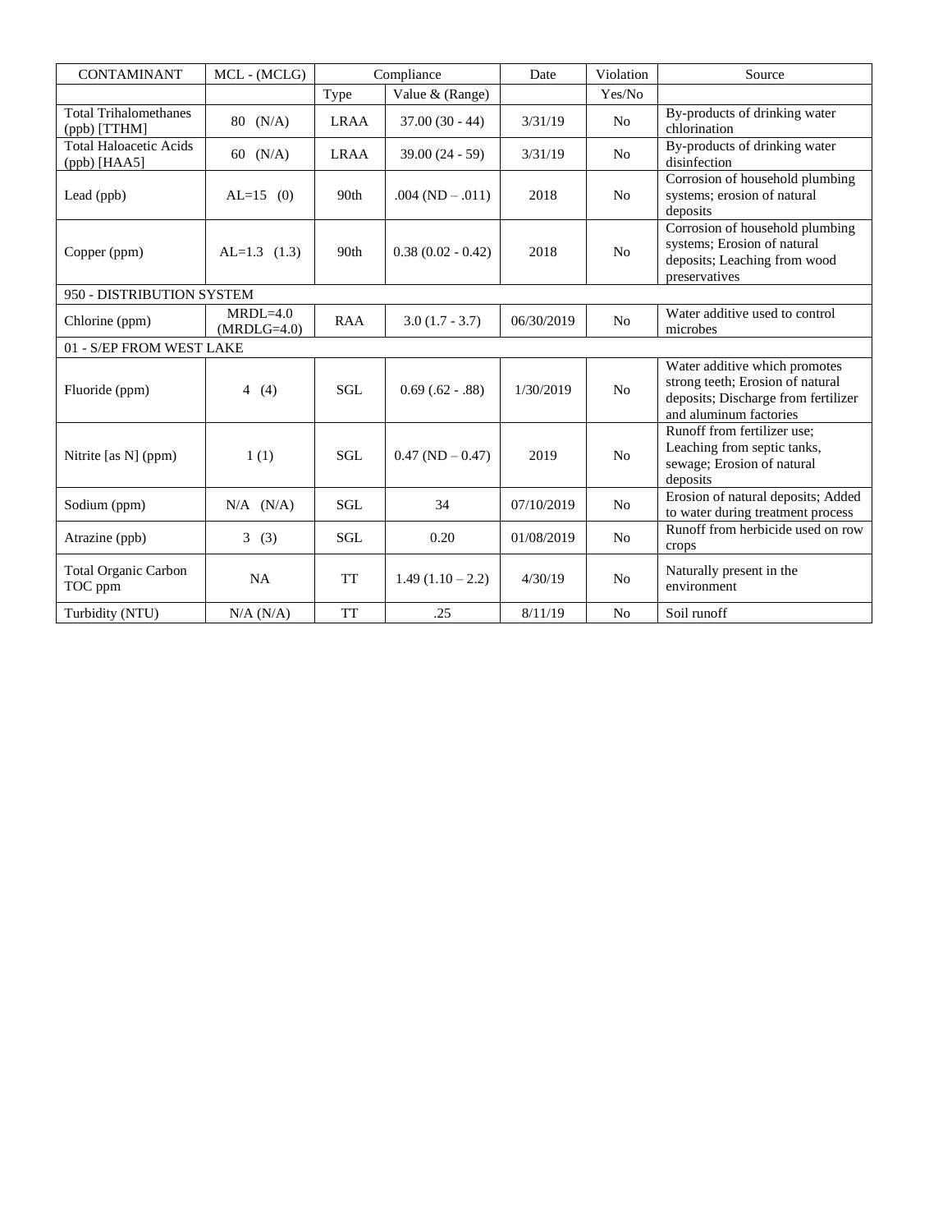| CONTAMINANT | MCL - (MCLG) | Compliance | | Date | Violation | Source |
|---|---|---|---|---|---|---|
| | | Type | Value & (Range) | | Yes/No | |
| Total Trihalomethanes (ppb) [TTHM] | 80 (N/A) | LRAA | 37.00 (30 - 44) | 3/31/19 | No | By-products of drinking water chlorination |
| Total Haloacetic Acids (ppb) [HAA5] | 60 (N/A) | LRAA | 39.00 (24 - 59) | 3/31/19 | No | By-products of drinking water disinfection |
| Lead (ppb) | AL=15 (0) | 90th | .004 (ND – .011) | 2018 | No | Corrosion of household plumbing systems; erosion of natural deposits |
| Copper (ppm) | AL=1.3 (1.3) | 90th | 0.38 (0.02 - 0.42) | 2018 | No | Corrosion of household plumbing systems; Erosion of natural deposits; Leaching from wood preservatives |
| 950 - DISTRIBUTION SYSTEM | | | | | | |
| Chlorine (ppm) | MRDL=4.0 (MRDLG=4.0) | RAA | 3.0 (1.7 - 3.7) | 06/30/2019 | No | Water additive used to control microbes |
| 01 - S/EP FROM WEST LAKE | | | | | | |
| Fluoride (ppm) | 4 (4) | SGL | 0.69 (.62 - .88) | 1/30/2019 | No | Water additive which promotes strong teeth; Erosion of natural deposits; Discharge from fertilizer and aluminum factories |
| Nitrite [as N] (ppm) | 1 (1) | SGL | 0.47 (ND – 0.47) | 2019 | No | Runoff from fertilizer use; Leaching from septic tanks, sewage; Erosion of natural deposits |
| Sodium (ppm) | N/A (N/A) | SGL | 34 | 07/10/2019 | No | Erosion of natural deposits; Added to water during treatment process |
| Atrazine (ppb) | 3 (3) | SGL | 0.20 | 01/08/2019 | No | Runoff from herbicide used on row crops |
| Total Organic Carbon TOC ppm | NA | TT | 1.49 (1.10 – 2.2) | 4/30/19 | No | Naturally present in the environment |
| Turbidity (NTU) | N/A (N/A) | TT | .25 | 8/11/19 | No | Soil runoff |